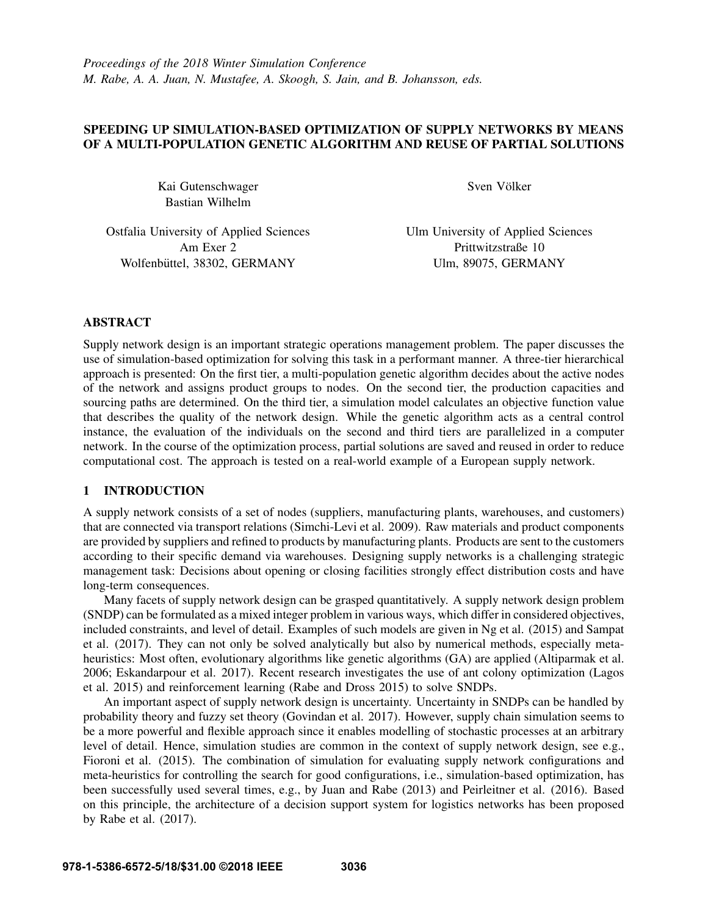*Proceedings of the 2018 Winter Simulation Conference*
*M. Rabe, A. A. Juan, N. Mustafee, A. Skoogh, S. Jain, and B. Johansson, eds.*

# SPEEDING UP SIMULATION-BASED OPTIMIZATION OF SUPPLY NETWORKS BY MEANS OF A MULTI-POPULATION GENETIC ALGORITHM AND REUSE OF PARTIAL SOLUTIONS

Kai Gutenschwager
Bastian Wilhelm

Ostfalia University of Applied Sciences
Am Exer 2
Wolfenbüttel, 38302, GERMANY

Sven Völker

Ulm University of Applied Sciences
Prittwitzstraße 10
Ulm, 89075, GERMANY

## ABSTRACT

Supply network design is an important strategic operations management problem. The paper discusses the use of simulation-based optimization for solving this task in a performant manner. A three-tier hierarchical approach is presented: On the first tier, a multi-population genetic algorithm decides about the active nodes of the network and assigns product groups to nodes. On the second tier, the production capacities and sourcing paths are determined. On the third tier, a simulation model calculates an objective function value that describes the quality of the network design. While the genetic algorithm acts as a central control instance, the evaluation of the individuals on the second and third tiers are parallelized in a computer network. In the course of the optimization process, partial solutions are saved and reused in order to reduce computational cost. The approach is tested on a real-world example of a European supply network.

## 1 INTRODUCTION

A supply network consists of a set of nodes (suppliers, manufacturing plants, warehouses, and customers) that are connected via transport relations (Simchi-Levi et al. 2009). Raw materials and product components are provided by suppliers and refined to products by manufacturing plants. Products are sent to the customers according to their specific demand via warehouses. Designing supply networks is a challenging strategic management task: Decisions about opening or closing facilities strongly effect distribution costs and have long-term consequences.

Many facets of supply network design can be grasped quantitatively. A supply network design problem (SNDP) can be formulated as a mixed integer problem in various ways, which differ in considered objectives, included constraints, and level of detail. Examples of such models are given in Ng et al. (2015) and Sampat et al. (2017). They can not only be solved analytically but also by numerical methods, especially meta-heuristics: Most often, evolutionary algorithms like genetic algorithms (GA) are applied (Altiparmak et al. 2006; Eskandarpour et al. 2017). Recent research investigates the use of ant colony optimization (Lagos et al. 2015) and reinforcement learning (Rabe and Dross 2015) to solve SNDPs.

An important aspect of supply network design is uncertainty. Uncertainty in SNDPs can be handled by probability theory and fuzzy set theory (Govindan et al. 2017). However, supply chain simulation seems to be a more powerful and flexible approach since it enables modelling of stochastic processes at an arbitrary level of detail. Hence, simulation studies are common in the context of supply network design, see e.g., Fioroni et al. (2015). The combination of simulation for evaluating supply network configurations and meta-heuristics for controlling the search for good configurations, i.e., simulation-based optimization, has been successfully used several times, e.g., by Juan and Rabe (2013) and Peirleitner et al. (2016). Based on this principle, the architecture of a decision support system for logistics networks has been proposed by Rabe et al. (2017).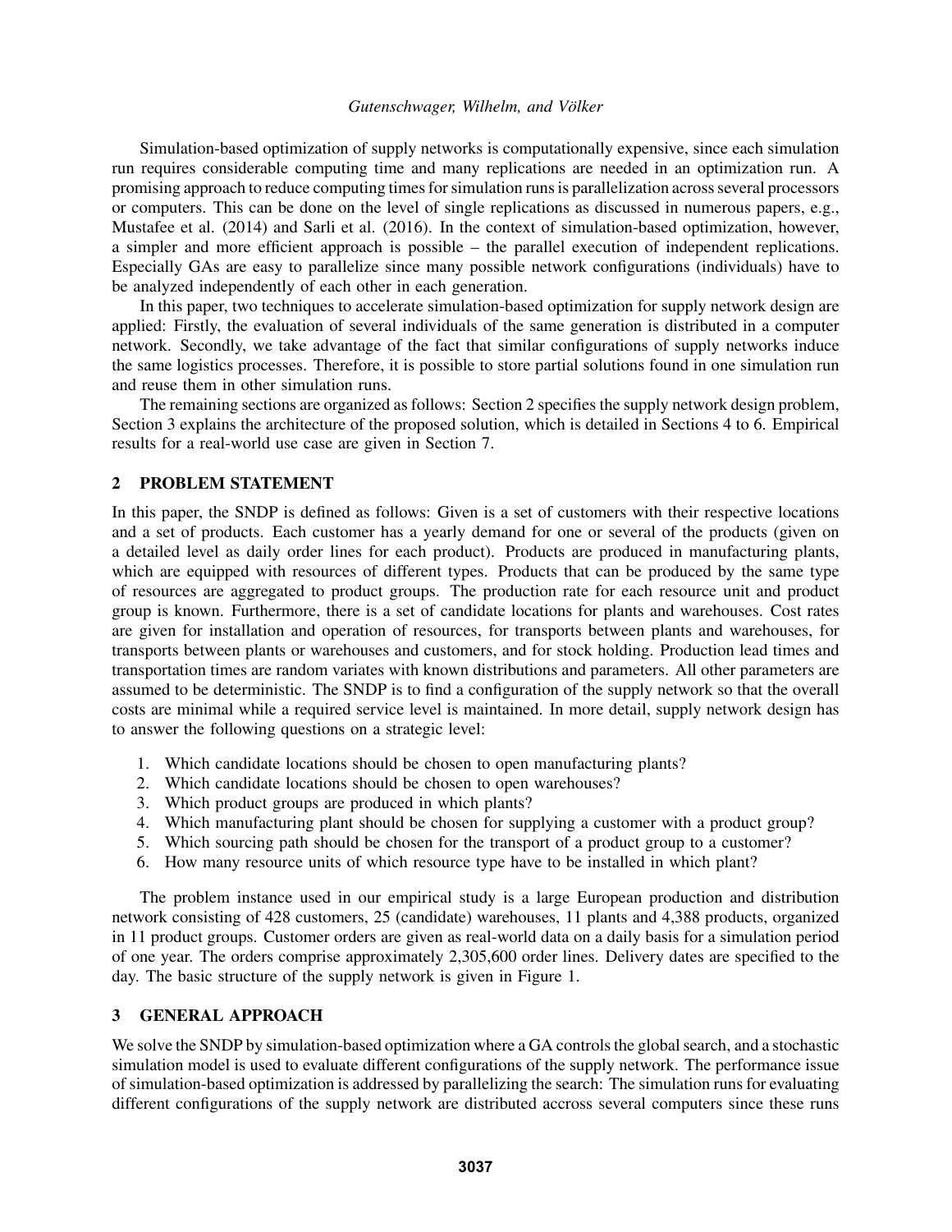Simulation-based optimization of supply networks is computationally expensive, since each simulation run requires considerable computing time and many replications are needed in an optimization run. A promising approach to reduce computing times for simulation runs is parallelization across several processors or computers. This can be done on the level of single replications as discussed in numerous papers, e.g., Mustafee et al. (2014) and Sarli et al. (2016). In the context of simulation-based optimization, however, a simpler and more efficient approach is possible – the parallel execution of independent replications. Especially GAs are easy to parallelize since many possible network configurations (individuals) have to be analyzed independently of each other in each generation.

In this paper, two techniques to accelerate simulation-based optimization for supply network design are applied: Firstly, the evaluation of several individuals of the same generation is distributed in a computer network. Secondly, we take advantage of the fact that similar configurations of supply networks induce the same logistics processes. Therefore, it is possible to store partial solutions found in one simulation run and reuse them in other simulation runs.

The remaining sections are organized as follows: Section 2 specifies the supply network design problem, Section 3 explains the architecture of the proposed solution, which is detailed in Sections 4 to 6. Empirical results for a real-world use case are given in Section 7.

## 2 PROBLEM STATEMENT

In this paper, the SNDP is defined as follows: Given is a set of customers with their respective locations and a set of products. Each customer has a yearly demand for one or several of the products (given on a detailed level as daily order lines for each product). Products are produced in manufacturing plants, which are equipped with resources of different types. Products that can be produced by the same type of resources are aggregated to product groups. The production rate for each resource unit and product group is known. Furthermore, there is a set of candidate locations for plants and warehouses. Cost rates are given for installation and operation of resources, for transports between plants and warehouses, for transports between plants or warehouses and customers, and for stock holding. Production lead times and transportation times are random variates with known distributions and parameters. All other parameters are assumed to be deterministic. The SNDP is to find a configuration of the supply network so that the overall costs are minimal while a required service level is maintained. In more detail, supply network design has to answer the following questions on a strategic level:

1. Which candidate locations should be chosen to open manufacturing plants?
2. Which candidate locations should be chosen to open warehouses?
3. Which product groups are produced in which plants?
4. Which manufacturing plant should be chosen for supplying a customer with a product group?
5. Which sourcing path should be chosen for the transport of a product group to a customer?
6. How many resource units of which resource type have to be installed in which plant?

The problem instance used in our empirical study is a large European production and distribution network consisting of 428 customers, 25 (candidate) warehouses, 11 plants and 4,388 products, organized in 11 product groups. Customer orders are given as real-world data on a daily basis for a simulation period of one year. The orders comprise approximately 2,305,600 order lines. Delivery dates are specified to the day. The basic structure of the supply network is given in Figure 1.

## 3 GENERAL APPROACH

We solve the SNDP by simulation-based optimization where a GA controls the global search, and a stochastic simulation model is used to evaluate different configurations of the supply network. The performance issue of simulation-based optimization is addressed by parallelizing the search: The simulation runs for evaluating different configurations of the supply network are distributed accross several computers since these runs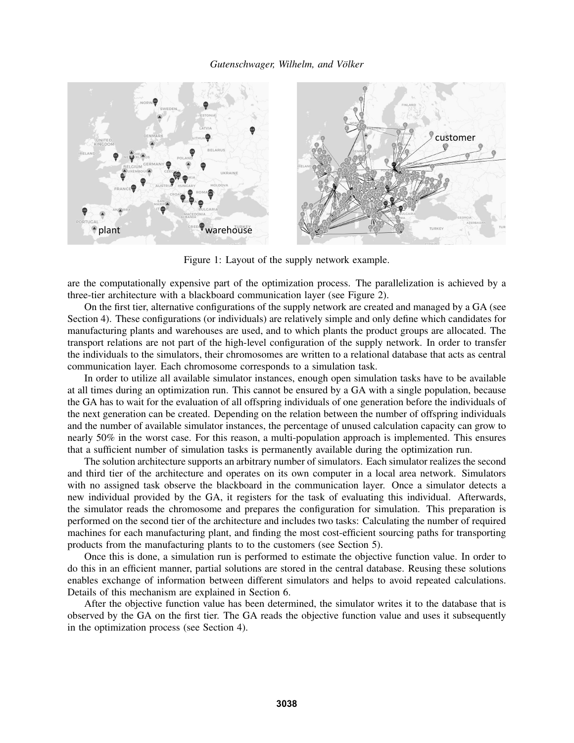Figure 1: Layout of the supply network example.

are the computationally expensive part of the optimization process. The parallelization is achieved by a three-tier architecture with a blackboard communication layer (see Figure 2).

On the first tier, alternative configurations of the supply network are created and managed by a GA (see Section 4). These configurations (or individuals) are relatively simple and only define which candidates for manufacturing plants and warehouses are used, and to which plants the product groups are allocated. The transport relations are not part of the high-level configuration of the supply network. In order to transfer the individuals to the simulators, their chromosomes are written to a relational database that acts as central communication layer. Each chromosome corresponds to a simulation task.

In order to utilize all available simulator instances, enough open simulation tasks have to be available at all times during an optimization run. This cannot be ensured by a GA with a single population, because the GA has to wait for the evaluation of all offspring individuals of one generation before the individuals of the next generation can be created. Depending on the relation between the number of offspring individuals and the number of available simulator instances, the percentage of unused calculation capacity can grow to nearly 50% in the worst case. For this reason, a multi-population approach is implemented. This ensures that a sufficient number of simulation tasks is permanently available during the optimization run.

The solution architecture supports an arbitrary number of simulators. Each simulator realizes the second and third tier of the architecture and operates on its own computer in a local area network. Simulators with no assigned task observe the blackboard in the communication layer. Once a simulator detects a new individual provided by the GA, it registers for the task of evaluating this individual. Afterwards, the simulator reads the chromosome and prepares the configuration for simulation. This preparation is performed on the second tier of the architecture and includes two tasks: Calculating the number of required machines for each manufacturing plant, and finding the most cost-efficient sourcing paths for transporting products from the manufacturing plants to to the customers (see Section 5).

Once this is done, a simulation run is performed to estimate the objective function value. In order to do this in an efficient manner, partial solutions are stored in the central database. Reusing these solutions enables exchange of information between different simulators and helps to avoid repeated calculations. Details of this mechanism are explained in Section 6.

After the objective function value has been determined, the simulator writes it to the database that is observed by the GA on the first tier. The GA reads the objective function value and uses it subsequently in the optimization process (see Section 4).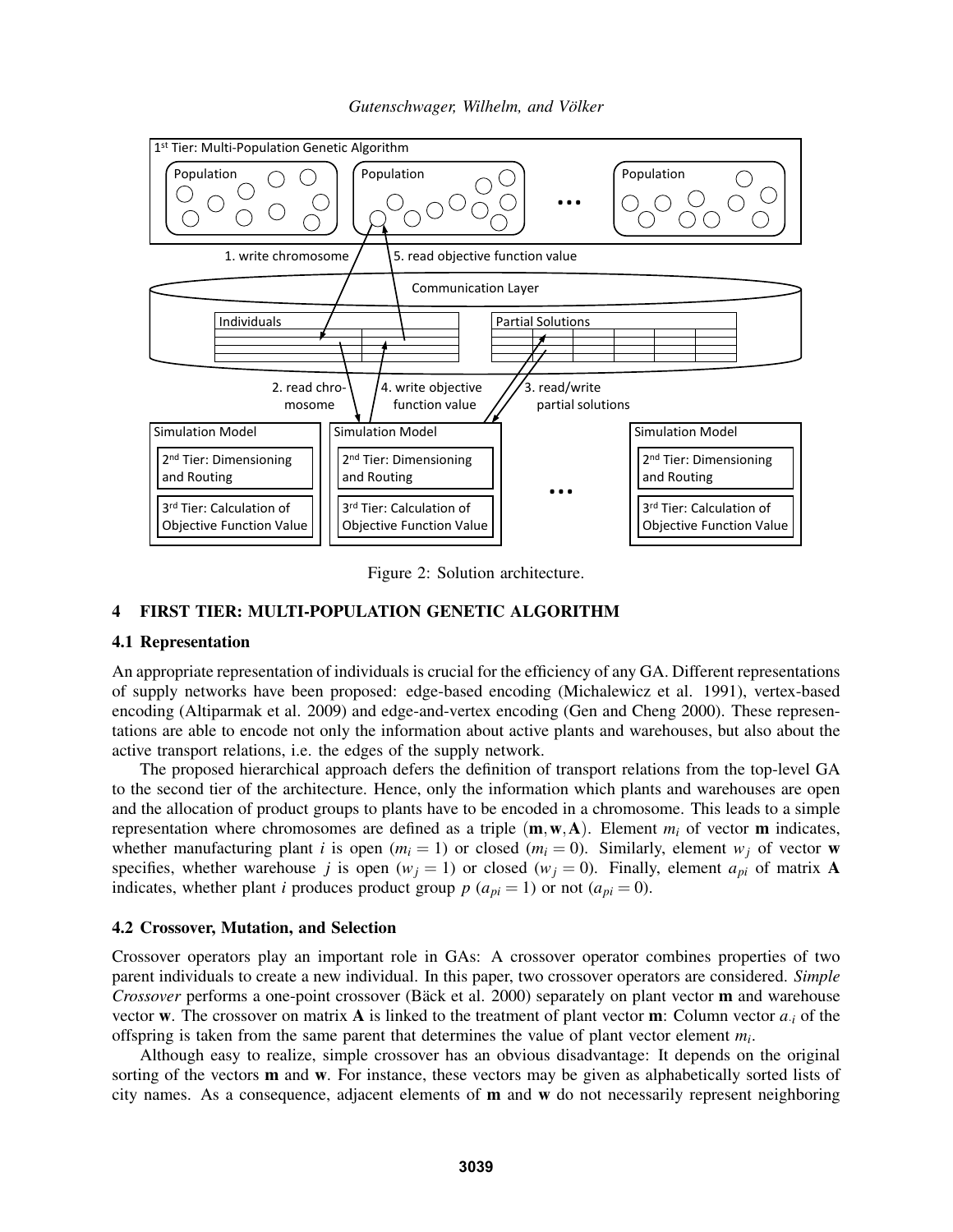Figure 2: Solution architecture.

## 4 FIRST TIER: MULTI-POPULATION GENETIC ALGORITHM

### 4.1 Representation

An appropriate representation of individuals is crucial for the efficiency of any GA. Different representations of supply networks have been proposed: edge-based encoding (Michalewicz et al. 1991), vertex-based encoding (Altiparmak et al. 2009) and edge-and-vertex encoding (Gen and Cheng 2000). These representations are able to encode not only the information about active plants and warehouses, but also about the active transport relations, i.e. the edges of the supply network.

The proposed hierarchical approach defers the definition of transport relations from the top-level GA to the second tier of the architecture. Hence, only the information which plants and warehouses are open and the allocation of product groups to plants have to be encoded in a chromosome. This leads to a simple representation where chromosomes are defined as a triple $(\mathbf{m}, \mathbf{w}, \mathbf{A})$. Element $m_i$ of vector $\mathbf{m}$ indicates, whether manufacturing plant $i$ is open ($m_i = 1$) or closed ($m_i = 0$). Similarly, element $w_j$ of vector $\mathbf{w}$ specifies, whether warehouse $j$ is open ($w_j = 1$) or closed ($w_j = 0$). Finally, element $a_{pi}$ of matrix $\mathbf{A}$ indicates, whether plant $i$ produces product group $p$ ($a_{pi} = 1$) or not ($a_{pi} = 0$).

### 4.2 Crossover, Mutation, and Selection

Crossover operators play an important role in GAs: A crossover operator combines properties of two parent individuals to create a new individual. In this paper, two crossover operators are considered. *Simple Crossover* performs a one-point crossover (Bäck et al. 2000) separately on plant vector $\mathbf{m}$ and warehouse vector $\mathbf{w}$. The crossover on matrix $\mathbf{A}$ is linked to the treatment of plant vector $\mathbf{m}$: Column vector $a_{\cdot i}$ of the offspring is taken from the same parent that determines the value of plant vector element $m_i$.

Although easy to realize, simple crossover has an obvious disadvantage: It depends on the original sorting of the vectors $\mathbf{m}$ and $\mathbf{w}$. For instance, these vectors may be given as alphabetically sorted lists of city names. As a consequence, adjacent elements of $\mathbf{m}$ and $\mathbf{w}$ do not necessarily represent neighboring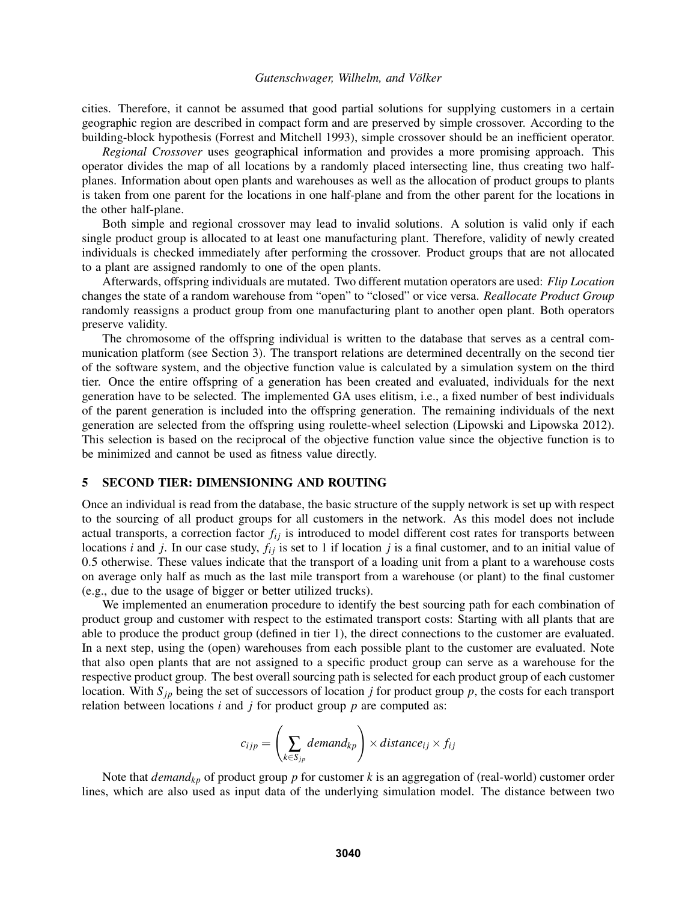cities. Therefore, it cannot be assumed that good partial solutions for supplying customers in a certain geographic region are described in compact form and are preserved by simple crossover. According to the building-block hypothesis (Forrest and Mitchell 1993), simple crossover should be an inefficient operator.

*Regional Crossover* uses geographical information and provides a more promising approach. This operator divides the map of all locations by a randomly placed intersecting line, thus creating two half-planes. Information about open plants and warehouses as well as the allocation of product groups to plants is taken from one parent for the locations in one half-plane and from the other parent for the locations in the other half-plane.

Both simple and regional crossover may lead to invalid solutions. A solution is valid only if each single product group is allocated to at least one manufacturing plant. Therefore, validity of newly created individuals is checked immediately after performing the crossover. Product groups that are not allocated to a plant are assigned randomly to one of the open plants.

Afterwards, offspring individuals are mutated. Two different mutation operators are used: *Flip Location* changes the state of a random warehouse from "open" to "closed" or vice versa. *Reallocate Product Group* randomly reassigns a product group from one manufacturing plant to another open plant. Both operators preserve validity.

The chromosome of the offspring individual is written to the database that serves as a central communication platform (see Section 3). The transport relations are determined decentrally on the second tier of the software system, and the objective function value is calculated by a simulation system on the third tier. Once the entire offspring of a generation has been created and evaluated, individuals for the next generation have to be selected. The implemented GA uses elitism, i.e., a fixed number of best individuals of the parent generation is included into the offspring generation. The remaining individuals of the next generation are selected from the offspring using roulette-wheel selection (Lipowski and Lipowska 2012). This selection is based on the reciprocal of the objective function value since the objective function is to be minimized and cannot be used as fitness value directly.

## 5 SECOND TIER: DIMENSIONING AND ROUTING

Once an individual is read from the database, the basic structure of the supply network is set up with respect to the sourcing of all product groups for all customers in the network. As this model does not include actual transports, a correction factor $f_{ij}$ is introduced to model different cost rates for transports between locations $i$ and $j$. In our case study, $f_{ij}$ is set to 1 if location $j$ is a final customer, and to an initial value of 0.5 otherwise. These values indicate that the transport of a loading unit from a plant to a warehouse costs on average only half as much as the last mile transport from a warehouse (or plant) to the final customer (e.g., due to the usage of bigger or better utilized trucks).

We implemented an enumeration procedure to identify the best sourcing path for each combination of product group and customer with respect to the estimated transport costs: Starting with all plants that are able to produce the product group (defined in tier 1), the direct connections to the customer are evaluated. In a next step, using the (open) warehouses from each possible plant to the customer are evaluated. Note that also open plants that are not assigned to a specific product group can serve as a warehouse for the respective product group. The best overall sourcing path is selected for each product group of each customer location. With $S_{jp}$ being the set of successors of location $j$ for product group $p$, the costs for each transport relation between locations $i$ and $j$ for product group $p$ are computed as:

$$c_{ijp} = \left( \sum_{k \in S_{jp}} demand_{kp} \right) \times distance_{ij} \times f_{ij}$$

Note that $demand_{kp}$ of product group $p$ for customer $k$ is an aggregation of (real-world) customer order lines, which are also used as input data of the underlying simulation model. The distance between two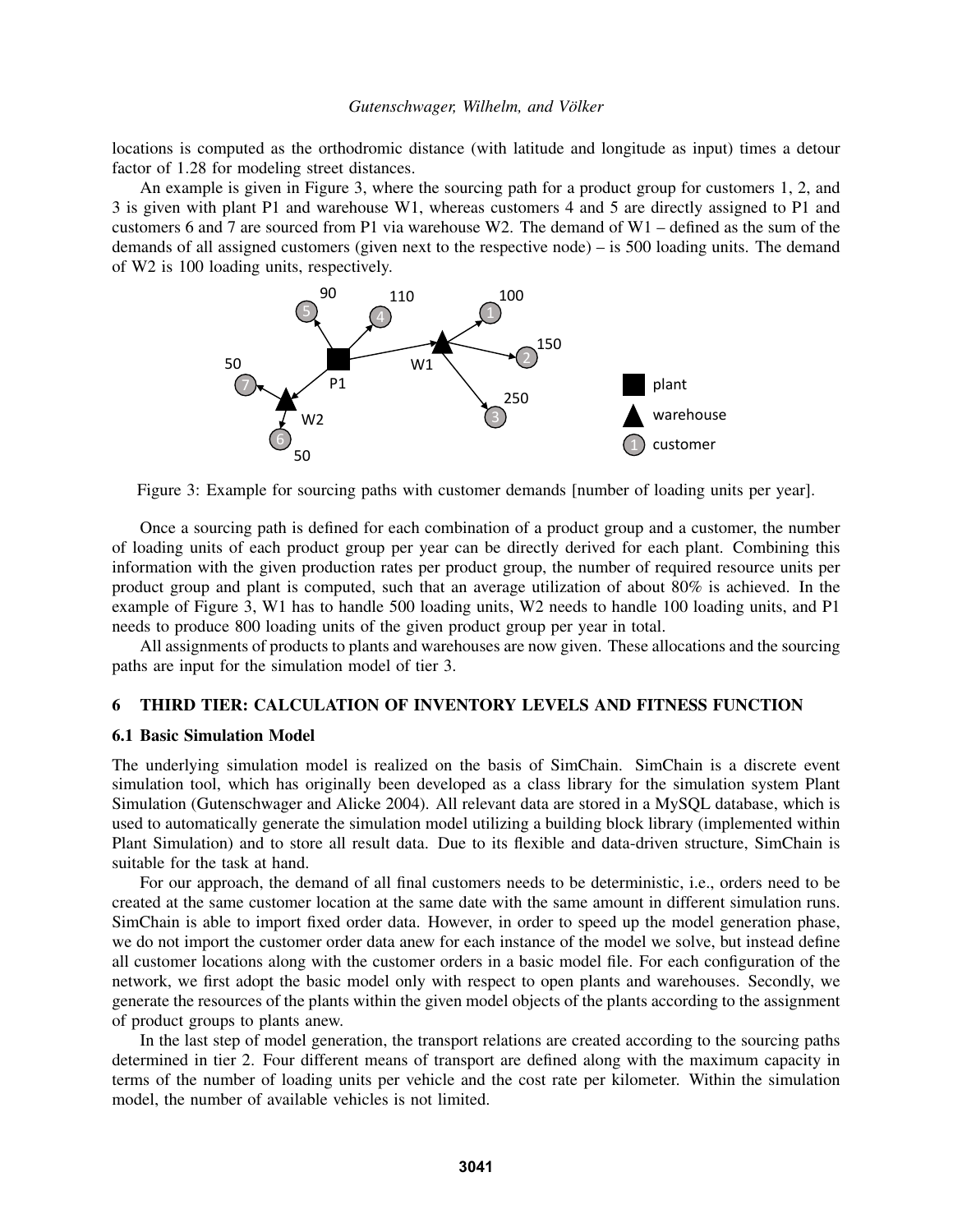locations is computed as the orthodromic distance (with latitude and longitude as input) times a detour factor of 1.28 for modeling street distances.

An example is given in Figure 3, where the sourcing path for a product group for customers 1, 2, and 3 is given with plant P1 and warehouse W1, whereas customers 4 and 5 are directly assigned to P1 and customers 6 and 7 are sourced from P1 via warehouse W2. The demand of W1 – defined as the sum of the demands of all assigned customers (given next to the respective node) – is 500 loading units. The demand of W2 is 100 loading units, respectively.

Figure 3: Example for sourcing paths with customer demands [number of loading units per year].

Once a sourcing path is defined for each combination of a product group and a customer, the number of loading units of each product group per year can be directly derived for each plant. Combining this information with the given production rates per product group, the number of required resource units per product group and plant is computed, such that an average utilization of about 80% is achieved. In the example of Figure 3, W1 has to handle 500 loading units, W2 needs to handle 100 loading units, and P1 needs to produce 800 loading units of the given product group per year in total.

All assignments of products to plants and warehouses are now given. These allocations and the sourcing paths are input for the simulation model of tier 3.

## 6 THIRD TIER: CALCULATION OF INVENTORY LEVELS AND FITNESS FUNCTION

### 6.1 Basic Simulation Model

The underlying simulation model is realized on the basis of SimChain. SimChain is a discrete event simulation tool, which has originally been developed as a class library for the simulation system Plant Simulation (Gutenschwager and Alicke 2004). All relevant data are stored in a MySQL database, which is used to automatically generate the simulation model utilizing a building block library (implemented within Plant Simulation) and to store all result data. Due to its flexible and data-driven structure, SimChain is suitable for the task at hand.

For our approach, the demand of all final customers needs to be deterministic, i.e., orders need to be created at the same customer location at the same date with the same amount in different simulation runs. SimChain is able to import fixed order data. However, in order to speed up the model generation phase, we do not import the customer order data anew for each instance of the model we solve, but instead define all customer locations along with the customer orders in a basic model file. For each configuration of the network, we first adopt the basic model only with respect to open plants and warehouses. Secondly, we generate the resources of the plants within the given model objects of the plants according to the assignment of product groups to plants anew.

In the last step of model generation, the transport relations are created according to the sourcing paths determined in tier 2. Four different means of transport are defined along with the maximum capacity in terms of the number of loading units per vehicle and the cost rate per kilometer. Within the simulation model, the number of available vehicles is not limited.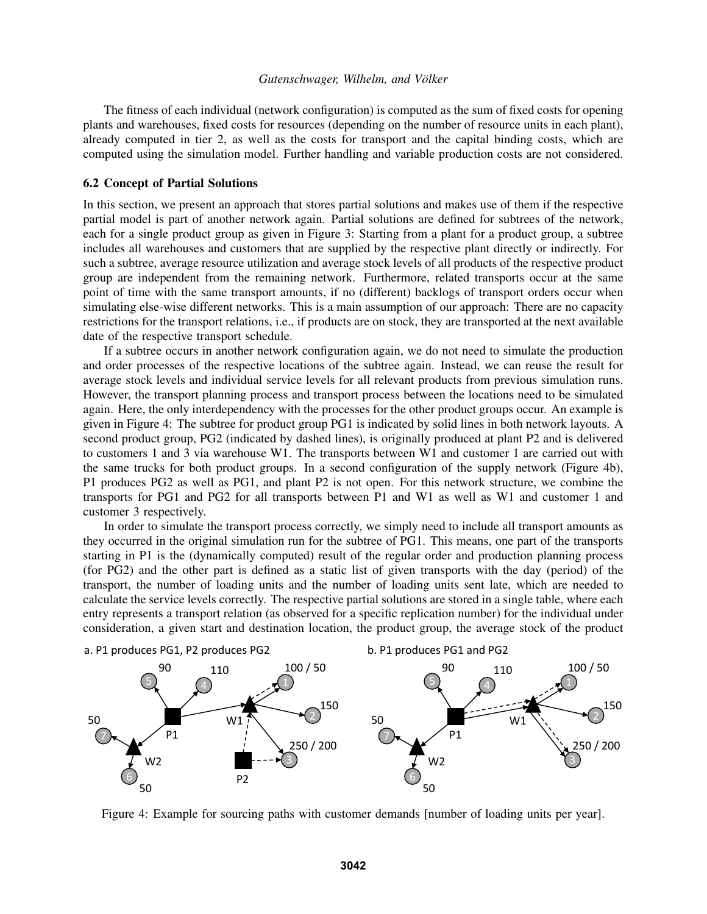The fitness of each individual (network configuration) is computed as the sum of fixed costs for opening plants and warehouses, fixed costs for resources (depending on the number of resource units in each plant), already computed in tier 2, as well as the costs for transport and the capital binding costs, which are computed using the simulation model. Further handling and variable production costs are not considered.

### 6.2 Concept of Partial Solutions

In this section, we present an approach that stores partial solutions and makes use of them if the respective partial model is part of another network again. Partial solutions are defined for subtrees of the network, each for a single product group as given in Figure 3: Starting from a plant for a product group, a subtree includes all warehouses and customers that are supplied by the respective plant directly or indirectly. For such a subtree, average resource utilization and average stock levels of all products of the respective product group are independent from the remaining network. Furthermore, related transports occur at the same point of time with the same transport amounts, if no (different) backlogs of transport orders occur when simulating else-wise different networks. This is a main assumption of our approach: There are no capacity restrictions for the transport relations, i.e., if products are on stock, they are transported at the next available date of the respective transport schedule.

If a subtree occurs in another network configuration again, we do not need to simulate the production and order processes of the respective locations of the subtree again. Instead, we can reuse the result for average stock levels and individual service levels for all relevant products from previous simulation runs. However, the transport planning process and transport process between the locations need to be simulated again. Here, the only interdependency with the processes for the other product groups occur. An example is given in Figure 4: The subtree for product group PG1 is indicated by solid lines in both network layouts. A second product group, PG2 (indicated by dashed lines), is originally produced at plant P2 and is delivered to customers 1 and 3 via warehouse W1. The transports between W1 and customer 1 are carried out with the same trucks for both product groups. In a second configuration of the supply network (Figure 4b), P1 produces PG2 as well as PG1, and plant P2 is not open. For this network structure, we combine the transports for PG1 and PG2 for all transports between P1 and W1 as well as W1 and customer 1 and customer 3 respectively.

In order to simulate the transport process correctly, we simply need to include all transport amounts as they occurred in the original simulation run for the subtree of PG1. This means, one part of the transports starting in P1 is the (dynamically computed) result of the regular order and production planning process (for PG2) and the other part is defined as a static list of given transports with the day (period) of the transport, the number of loading units and the number of loading units sent late, which are needed to calculate the service levels correctly. The respective partial solutions are stored in a single table, where each entry represents a transport relation (as observed for a specific replication number) for the individual under consideration, a given start and destination location, the product group, the average stock of the product

Figure 4: Example for sourcing paths with customer demands [number of loading units per year].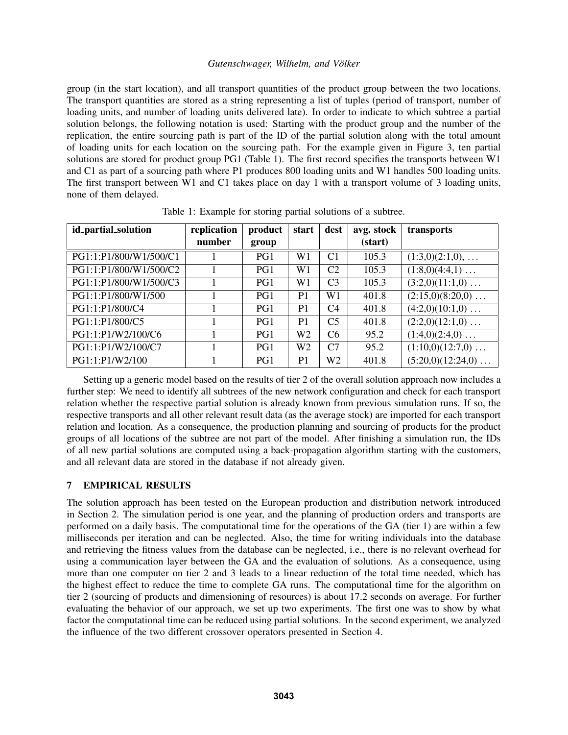group (in the start location), and all transport quantities of the product group between the two locations. The transport quantities are stored as a string representing a list of tuples (period of transport, number of loading units, and number of loading units delivered late). In order to indicate to which subtree a partial solution belongs, the following notation is used: Starting with the product group and the number of the replication, the entire sourcing path is part of the ID of the partial solution along with the total amount of loading units for each location on the sourcing path. For the example given in Figure 3, ten partial solutions are stored for product group PG1 (Table 1). The first record specifies the transports between W1 and C1 as part of a sourcing path where P1 produces 800 loading units and W1 handles 500 loading units. The first transport between W1 and C1 takes place on day 1 with a transport volume of 3 loading units, none of them delayed.

Table 1: Example for storing partial solutions of a subtree.

| id_partial_solution | replication number | product group | start | dest | avg. stock (start) | transports |
|---|---|---|---|---|---|---|
| PG1:1:P1/800/W1/500/C1 | 1 | PG1 | W1 | C1 | 105.3 | (1:3,0)(2:1,0), … |
| PG1:1:P1/800/W1/500/C2 | 1 | PG1 | W1 | C2 | 105.3 | (1:8,0)(4:4,1) … |
| PG1:1:P1/800/W1/500/C3 | 1 | PG1 | W1 | C3 | 105.3 | (3:2,0)(11:1,0) … |
| PG1:1:P1/800/W1/500 | 1 | PG1 | P1 | W1 | 401.8 | (2:15,0)(8:20,0) … |
| PG1:1:P1/800/C4 | 1 | PG1 | P1 | C4 | 401.8 | (4:2,0)(10:1,0) … |
| PG1:1:P1/800/C5 | 1 | PG1 | P1 | C5 | 401.8 | (2:2,0)(12:1,0) … |
| PG1:1:P1/W2/100/C6 | 1 | PG1 | W2 | C6 | 95.2 | (1:4,0)(2:4,0) … |
| PG1:1:P1/W2/100/C7 | 1 | PG1 | W2 | C7 | 95.2 | (1:10,0)(12:7,0) … |
| PG1:1:P1/W2/100 | 1 | PG1 | P1 | W2 | 401.8 | (5:20,0)(12:24,0) … |

Setting up a generic model based on the results of tier 2 of the overall solution approach now includes a further step: We need to identify all subtrees of the new network configuration and check for each transport relation whether the respective partial solution is already known from previous simulation runs. If so, the respective transports and all other relevant result data (as the average stock) are imported for each transport relation and location. As a consequence, the production planning and sourcing of products for the product groups of all locations of the subtree are not part of the model. After finishing a simulation run, the IDs of all new partial solutions are computed using a back-propagation algorithm starting with the customers, and all relevant data are stored in the database if not already given.

## 7 EMPIRICAL RESULTS

The solution approach has been tested on the European production and distribution network introduced in Section 2. The simulation period is one year, and the planning of production orders and transports are performed on a daily basis. The computational time for the operations of the GA (tier 1) are within a few milliseconds per iteration and can be neglected. Also, the time for writing individuals into the database and retrieving the fitness values from the database can be neglected, i.e., there is no relevant overhead for using a communication layer between the GA and the evaluation of solutions. As a consequence, using more than one computer on tier 2 and 3 leads to a linear reduction of the total time needed, which has the highest effect to reduce the time to complete GA runs. The computational time for the algorithm on tier 2 (sourcing of products and dimensioning of resources) is about 17.2 seconds on average. For further evaluating the behavior of our approach, we set up two experiments. The first one was to show by what factor the computational time can be reduced using partial solutions. In the second experiment, we analyzed the influence of the two different crossover operators presented in Section 4.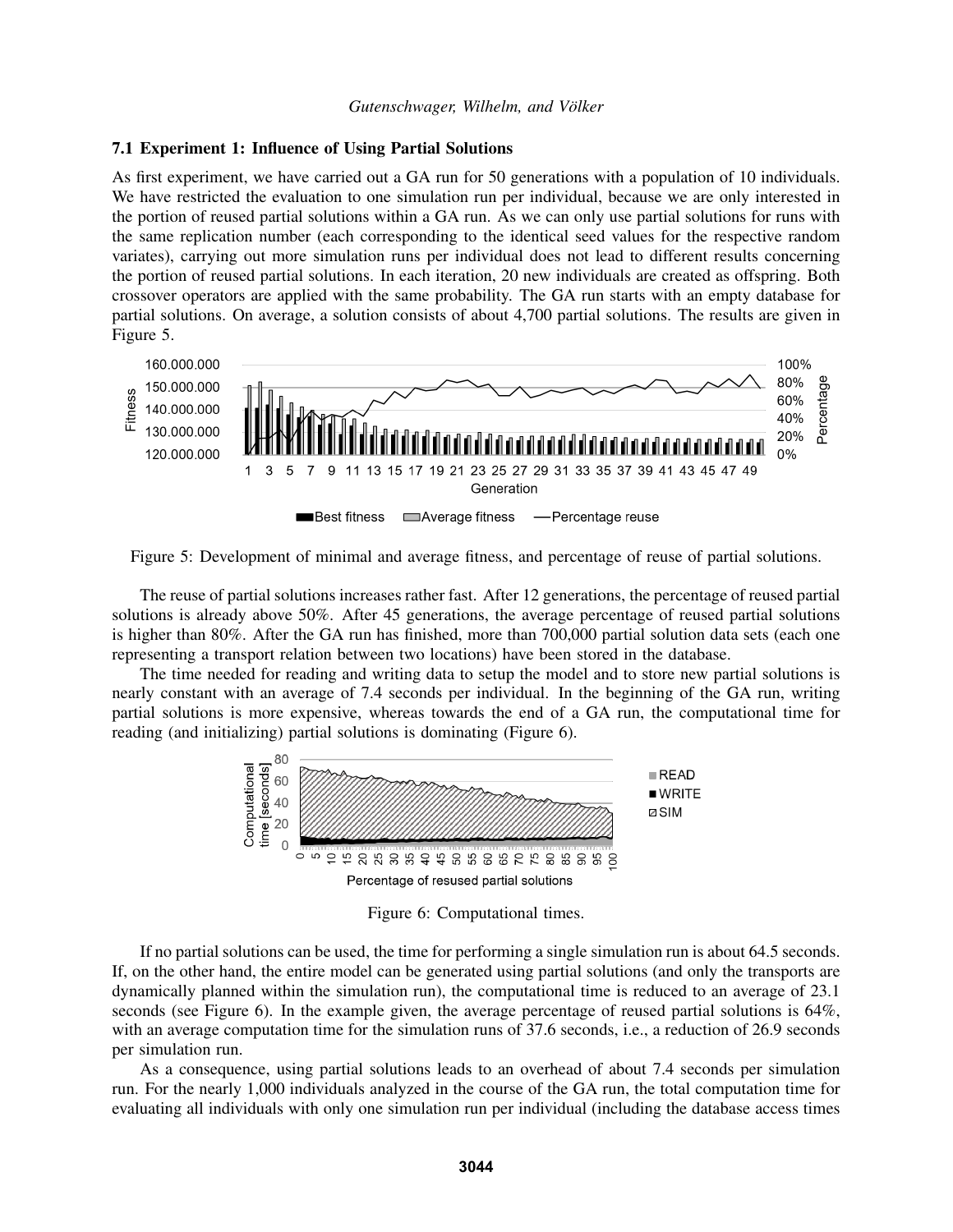### 7.1 Experiment 1: Influence of Using Partial Solutions

As first experiment, we have carried out a GA run for 50 generations with a population of 10 individuals. We have restricted the evaluation to one simulation run per individual, because we are only interested in the portion of reused partial solutions within a GA run. As we can only use partial solutions for runs with the same replication number (each corresponding to the identical seed values for the respective random variates), carrying out more simulation runs per individual does not lead to different results concerning the portion of reused partial solutions. In each iteration, 20 new individuals are created as offspring. Both crossover operators are applied with the same probability. The GA run starts with an empty database for partial solutions. On average, a solution consists of about 4,700 partial solutions. The results are given in Figure 5.

Figure 5: Development of minimal and average fitness, and percentage of reuse of partial solutions.

The reuse of partial solutions increases rather fast. After 12 generations, the percentage of reused partial solutions is already above 50%. After 45 generations, the average percentage of reused partial solutions is higher than 80%. After the GA run has finished, more than 700,000 partial solution data sets (each one representing a transport relation between two locations) have been stored in the database.

The time needed for reading and writing data to setup the model and to store new partial solutions is nearly constant with an average of 7.4 seconds per individual. In the beginning of the GA run, writing partial solutions is more expensive, whereas towards the end of a GA run, the computational time for reading (and initializing) partial solutions is dominating (Figure 6).

Figure 6: Computational times.

If no partial solutions can be used, the time for performing a single simulation run is about 64.5 seconds. If, on the other hand, the entire model can be generated using partial solutions (and only the transports are dynamically planned within the simulation run), the computational time is reduced to an average of 23.1 seconds (see Figure 6). In the example given, the average percentage of reused partial solutions is 64%, with an average computation time for the simulation runs of 37.6 seconds, i.e., a reduction of 26.9 seconds per simulation run.

As a consequence, using partial solutions leads to an overhead of about 7.4 seconds per simulation run. For the nearly 1,000 individuals analyzed in the course of the GA run, the total computation time for evaluating all individuals with only one simulation run per individual (including the database access times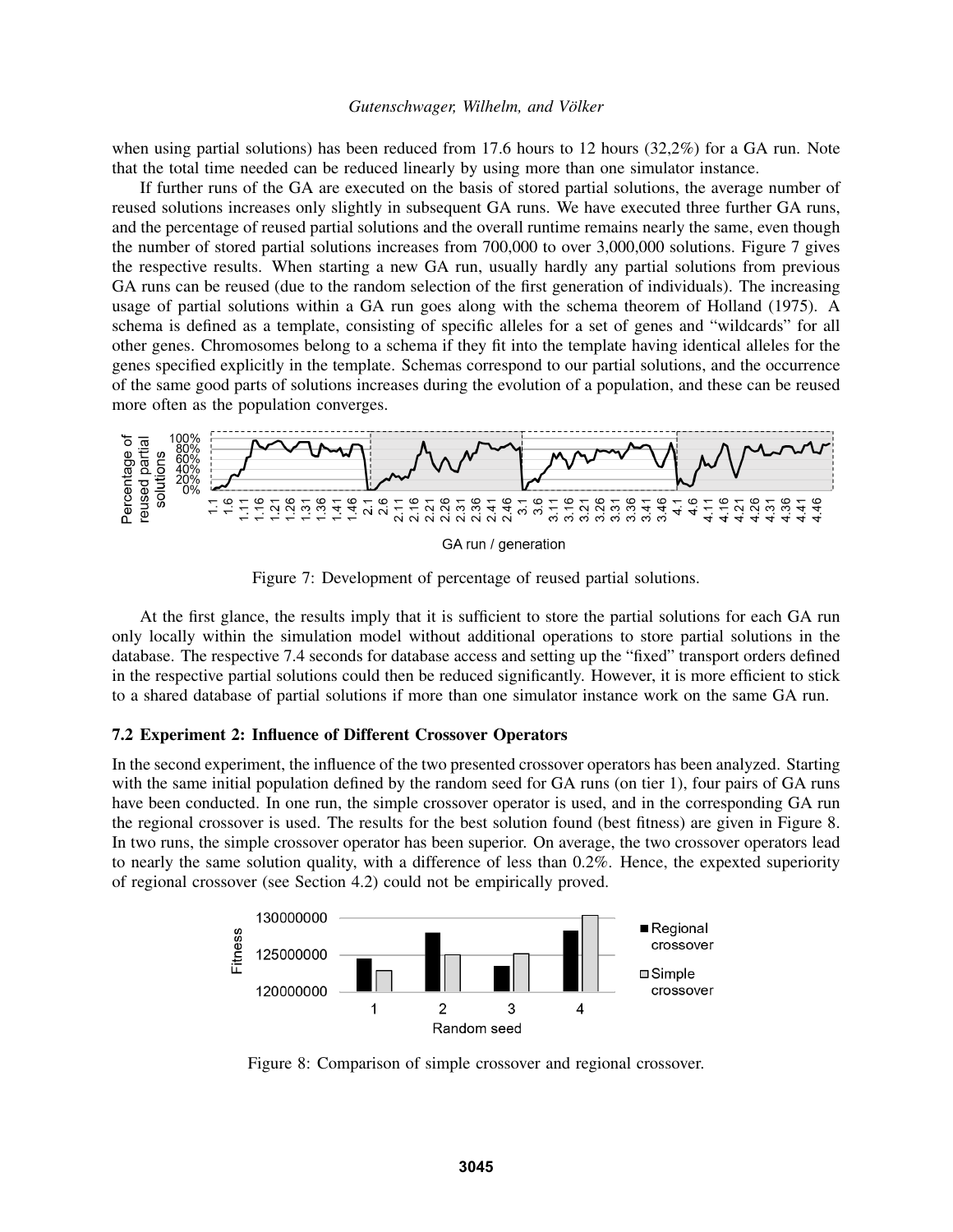when using partial solutions) has been reduced from 17.6 hours to 12 hours (32,2%) for a GA run. Note that the total time needed can be reduced linearly by using more than one simulator instance.

If further runs of the GA are executed on the basis of stored partial solutions, the average number of reused solutions increases only slightly in subsequent GA runs. We have executed three further GA runs, and the percentage of reused partial solutions and the overall runtime remains nearly the same, even though the number of stored partial solutions increases from 700,000 to over 3,000,000 solutions. Figure 7 gives the respective results. When starting a new GA run, usually hardly any partial solutions from previous GA runs can be reused (due to the random selection of the first generation of individuals). The increasing usage of partial solutions within a GA run goes along with the schema theorem of Holland (1975). A schema is defined as a template, consisting of specific alleles for a set of genes and "wildcards" for all other genes. Chromosomes belong to a schema if they fit into the template having identical alleles for the genes specified explicitly in the template. Schemas correspond to our partial solutions, and the occurrence of the same good parts of solutions increases during the evolution of a population, and these can be reused more often as the population converges.

Figure 7: Development of percentage of reused partial solutions.

At the first glance, the results imply that it is sufficient to store the partial solutions for each GA run only locally within the simulation model without additional operations to store partial solutions in the database. The respective 7.4 seconds for database access and setting up the "fixed" transport orders defined in the respective partial solutions could then be reduced significantly. However, it is more efficient to stick to a shared database of partial solutions if more than one simulator instance work on the same GA run.

### 7.2 Experiment 2: Influence of Different Crossover Operators

In the second experiment, the influence of the two presented crossover operators has been analyzed. Starting with the same initial population defined by the random seed for GA runs (on tier 1), four pairs of GA runs have been conducted. In one run, the simple crossover operator is used, and in the corresponding GA run the regional crossover is used. The results for the best solution found (best fitness) are given in Figure 8. In two runs, the simple crossover operator has been superior. On average, the two crossover operators lead to nearly the same solution quality, with a difference of less than 0.2%. Hence, the expexted superiority of regional crossover (see Section 4.2) could not be empirically proved.

Figure 8: Comparison of simple crossover and regional crossover.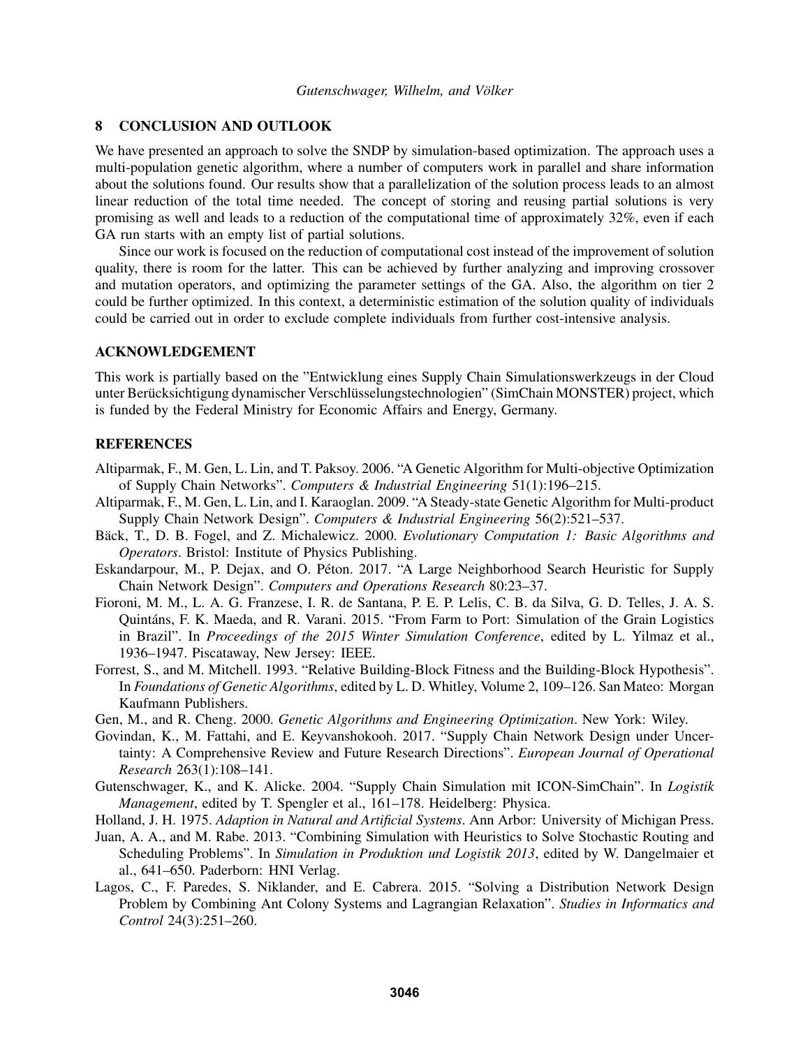## 8 CONCLUSION AND OUTLOOK

We have presented an approach to solve the SNDP by simulation-based optimization. The approach uses a multi-population genetic algorithm, where a number of computers work in parallel and share information about the solutions found. Our results show that a parallelization of the solution process leads to an almost linear reduction of the total time needed. The concept of storing and reusing partial solutions is very promising as well and leads to a reduction of the computational time of approximately 32%, even if each GA run starts with an empty list of partial solutions.

Since our work is focused on the reduction of computational cost instead of the improvement of solution quality, there is room for the latter. This can be achieved by further analyzing and improving crossover and mutation operators, and optimizing the parameter settings of the GA. Also, the algorithm on tier 2 could be further optimized. In this context, a deterministic estimation of the solution quality of individuals could be carried out in order to exclude complete individuals from further cost-intensive analysis.

## ACKNOWLEDGEMENT

This work is partially based on the "Entwicklung eines Supply Chain Simulationswerkzeugs in der Cloud unter Berücksichtigung dynamischer Verschlüsselungstechnologien" (SimChain MONSTER) project, which is funded by the Federal Ministry for Economic Affairs and Energy, Germany.

## REFERENCES

Altiparmak, F., M. Gen, L. Lin, and T. Paksoy. 2006. "A Genetic Algorithm for Multi-objective Optimization of Supply Chain Networks". *Computers & Industrial Engineering* 51(1):196–215.

Altiparmak, F., M. Gen, L. Lin, and I. Karaoglan. 2009. "A Steady-state Genetic Algorithm for Multi-product Supply Chain Network Design". *Computers & Industrial Engineering* 56(2):521–537.

Bäck, T., D. B. Fogel, and Z. Michalewicz. 2000. *Evolutionary Computation 1: Basic Algorithms and Operators*. Bristol: Institute of Physics Publishing.

Eskandarpour, M., P. Dejax, and O. Péton. 2017. "A Large Neighborhood Search Heuristic for Supply Chain Network Design". *Computers and Operations Research* 80:23–37.

Fioroni, M. M., L. A. G. Franzese, I. R. de Santana, P. E. P. Lelis, C. B. da Silva, G. D. Telles, J. A. S. Quintáns, F. K. Maeda, and R. Varani. 2015. "From Farm to Port: Simulation of the Grain Logistics in Brazil". In *Proceedings of the 2015 Winter Simulation Conference*, edited by L. Yilmaz et al., 1936–1947. Piscataway, New Jersey: IEEE.

Forrest, S., and M. Mitchell. 1993. "Relative Building-Block Fitness and the Building-Block Hypothesis". In *Foundations of Genetic Algorithms*, edited by L. D. Whitley, Volume 2, 109–126. San Mateo: Morgan Kaufmann Publishers.

Gen, M., and R. Cheng. 2000. *Genetic Algorithms and Engineering Optimization*. New York: Wiley.

Govindan, K., M. Fattahi, and E. Keyvanshokooh. 2017. "Supply Chain Network Design under Uncertainty: A Comprehensive Review and Future Research Directions". *European Journal of Operational Research* 263(1):108–141.

Gutenschwager, K., and K. Alicke. 2004. "Supply Chain Simulation mit ICON-SimChain". In *Logistik Management*, edited by T. Spengler et al., 161–178. Heidelberg: Physica.

Holland, J. H. 1975. *Adaption in Natural and Artificial Systems*. Ann Arbor: University of Michigan Press.

Juan, A. A., and M. Rabe. 2013. "Combining Simulation with Heuristics to Solve Stochastic Routing and Scheduling Problems". In *Simulation in Produktion und Logistik 2013*, edited by W. Dangelmaier et al., 641–650. Paderborn: HNI Verlag.

Lagos, C., F. Paredes, S. Niklander, and E. Cabrera. 2015. "Solving a Distribution Network Design Problem by Combining Ant Colony Systems and Lagrangian Relaxation". *Studies in Informatics and Control* 24(3):251–260.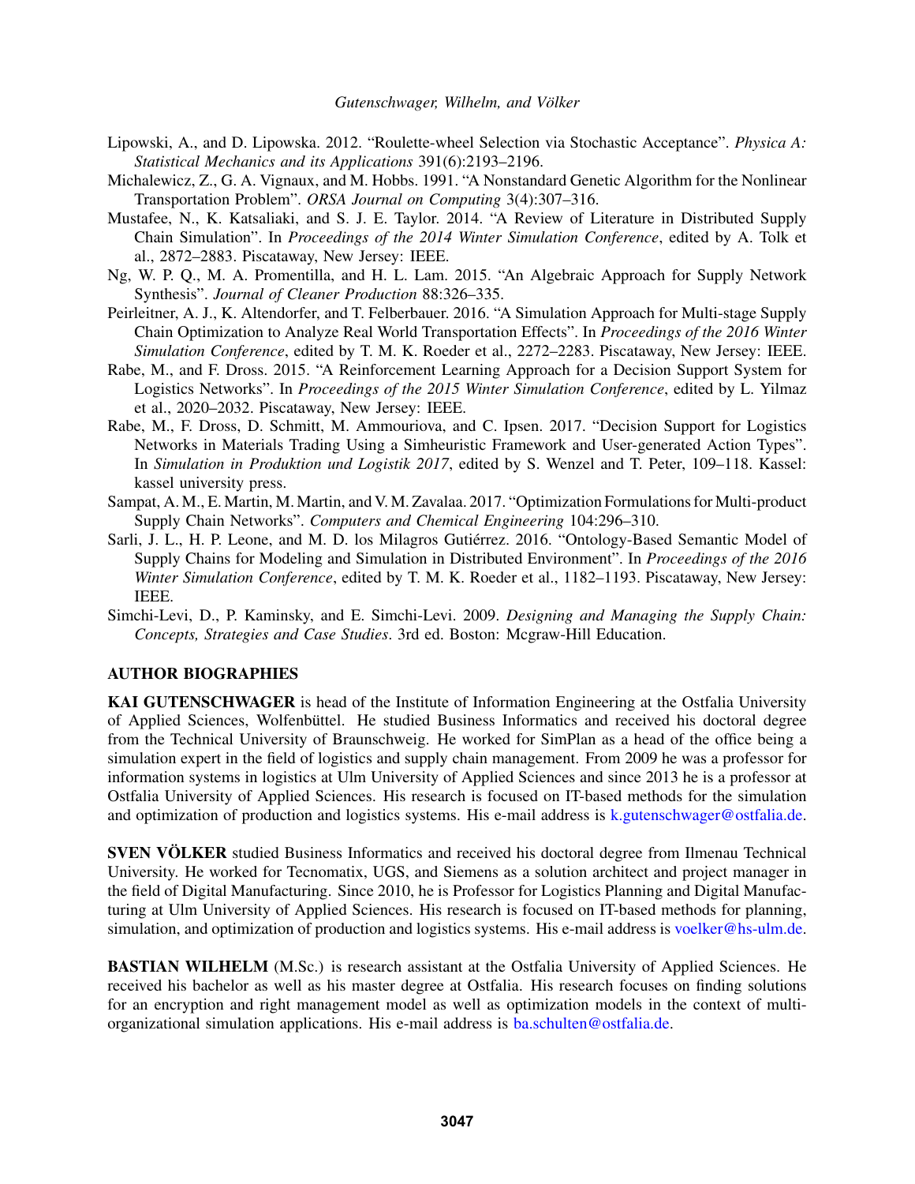Lipowski, A., and D. Lipowska. 2012. "Roulette-wheel Selection via Stochastic Acceptance". *Physica A: Statistical Mechanics and its Applications* 391(6):2193–2196.

Michalewicz, Z., G. A. Vignaux, and M. Hobbs. 1991. "A Nonstandard Genetic Algorithm for the Nonlinear Transportation Problem". *ORSA Journal on Computing* 3(4):307–316.

Mustafee, N., K. Katsaliaki, and S. J. E. Taylor. 2014. "A Review of Literature in Distributed Supply Chain Simulation". In *Proceedings of the 2014 Winter Simulation Conference*, edited by A. Tolk et al., 2872–2883. Piscataway, New Jersey: IEEE.

Ng, W. P. Q., M. A. Promentilla, and H. L. Lam. 2015. "An Algebraic Approach for Supply Network Synthesis". *Journal of Cleaner Production* 88:326–335.

Peirleitner, A. J., K. Altendorfer, and T. Felberbauer. 2016. "A Simulation Approach for Multi-stage Supply Chain Optimization to Analyze Real World Transportation Effects". In *Proceedings of the 2016 Winter Simulation Conference*, edited by T. M. K. Roeder et al., 2272–2283. Piscataway, New Jersey: IEEE.

Rabe, M., and F. Dross. 2015. "A Reinforcement Learning Approach for a Decision Support System for Logistics Networks". In *Proceedings of the 2015 Winter Simulation Conference*, edited by L. Yilmaz et al., 2020–2032. Piscataway, New Jersey: IEEE.

Rabe, M., F. Dross, D. Schmitt, M. Ammouriova, and C. Ipsen. 2017. "Decision Support for Logistics Networks in Materials Trading Using a Simheuristic Framework and User-generated Action Types". In *Simulation in Produktion und Logistik 2017*, edited by S. Wenzel and T. Peter, 109–118. Kassel: kassel university press.

Sampat, A. M., E. Martin, M. Martin, and V. M. Zavalaa. 2017. "Optimization Formulations for Multi-product Supply Chain Networks". *Computers and Chemical Engineering* 104:296–310.

Sarli, J. L., H. P. Leone, and M. D. los Milagros Gutiérrez. 2016. "Ontology-Based Semantic Model of Supply Chains for Modeling and Simulation in Distributed Environment". In *Proceedings of the 2016 Winter Simulation Conference*, edited by T. M. K. Roeder et al., 1182–1193. Piscataway, New Jersey: IEEE.

Simchi-Levi, D., P. Kaminsky, and E. Simchi-Levi. 2009. *Designing and Managing the Supply Chain: Concepts, Strategies and Case Studies*. 3rd ed. Boston: Mcgraw-Hill Education.

## AUTHOR BIOGRAPHIES

**KAI GUTENSCHWAGER** is head of the Institute of Information Engineering at the Ostfalia University of Applied Sciences, Wolfenbüttel. He studied Business Informatics and received his doctoral degree from the Technical University of Braunschweig. He worked for SimPlan as a head of the office being a simulation expert in the field of logistics and supply chain management. From 2009 he was a professor for information systems in logistics at Ulm University of Applied Sciences and since 2013 he is a professor at Ostfalia University of Applied Sciences. His research is focused on IT-based methods for the simulation and optimization of production and logistics systems. His e-mail address is k.gutenschwager@ostfalia.de.

**SVEN VÖLKER** studied Business Informatics and received his doctoral degree from Ilmenau Technical University. He worked for Tecnomatix, UGS, and Siemens as a solution architect and project manager in the field of Digital Manufacturing. Since 2010, he is Professor for Logistics Planning and Digital Manufacturing at Ulm University of Applied Sciences. His research is focused on IT-based methods for planning, simulation, and optimization of production and logistics systems. His e-mail address is voelker@hs-ulm.de.

**BASTIAN WILHELM** (M.Sc.) is research assistant at the Ostfalia University of Applied Sciences. He received his bachelor as well as his master degree at Ostfalia. His research focuses on finding solutions for an encryption and right management model as well as optimization models in the context of multi-organizational simulation applications. His e-mail address is ba.schulten@ostfalia.de.